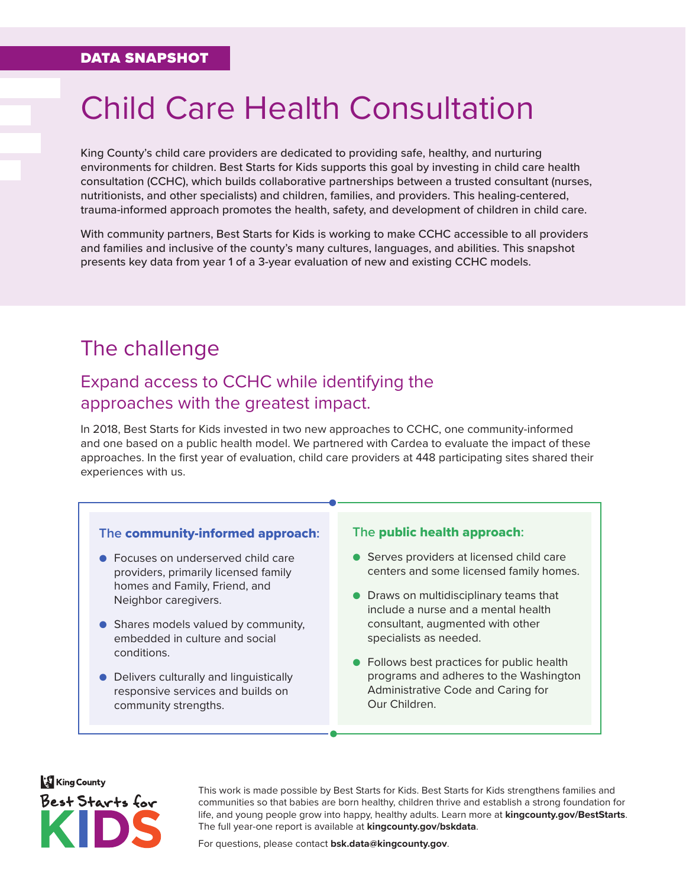DATA SNAPSHOT

# Child Care Health Consultation

King County's child care providers are dedicated to providing safe, healthy, and nurturing environments for children. Best Starts for Kids supports this goal by investing in child care health consultation (CCHC), which builds collaborative partnerships between a trusted consultant (nurses, nutritionists, and other specialists) and children, families, and providers. This healing-centered, trauma-informed approach promotes the health, safety, and development of children in child care.

With community partners, Best Starts for Kids is working to make CCHC accessible to all providers and families and inclusive of the county's many cultures, languages, and abilities. This snapshot presents key data from year 1 of a 3-year evaluation of new and existing CCHC models.

## The challenge

### Expand access to CCHC while identifying the approaches with the greatest impact.

In 2018, Best Starts for Kids invested in two new approaches to CCHC, one community-informed and one based on a public health model. We partnered with Cardea to evaluate the impact of these approaches. In the first year of evaluation, child care providers at 448 participating sites shared their experiences with us.

The **community-informed approach**:

- Focuses on underserved child care providers, primarily licensed family homes and Family, Friend, and Neighbor caregivers.
- Shares models valued by community, embedded in culture and social conditions.
- Delivers culturally and linguistically responsive services and builds on community strengths.

The **public health approach**:

- Serves providers at licensed child care centers and some licensed family homes.
- Draws on multidisciplinary teams that include a nurse and a mental health consultant, augmented with other specialists as needed.
- Follows best practices for public health programs and adheres to the Washington Administrative Code and Caring for Our Children.

King County Best Starts for KIDS

This work is made possible by Best Starts for Kids. Best Starts for Kids strengthens families and communities so that babies are born healthy, children thrive and establish a strong foundation for life, and young people grow into happy, healthy adults. Learn more at **kingcounty.gov/BestStarts**. The full year-one report is available at **kingcounty.gov/bskdata**.

For questions, please contact **bsk.data@kingcounty.gov**.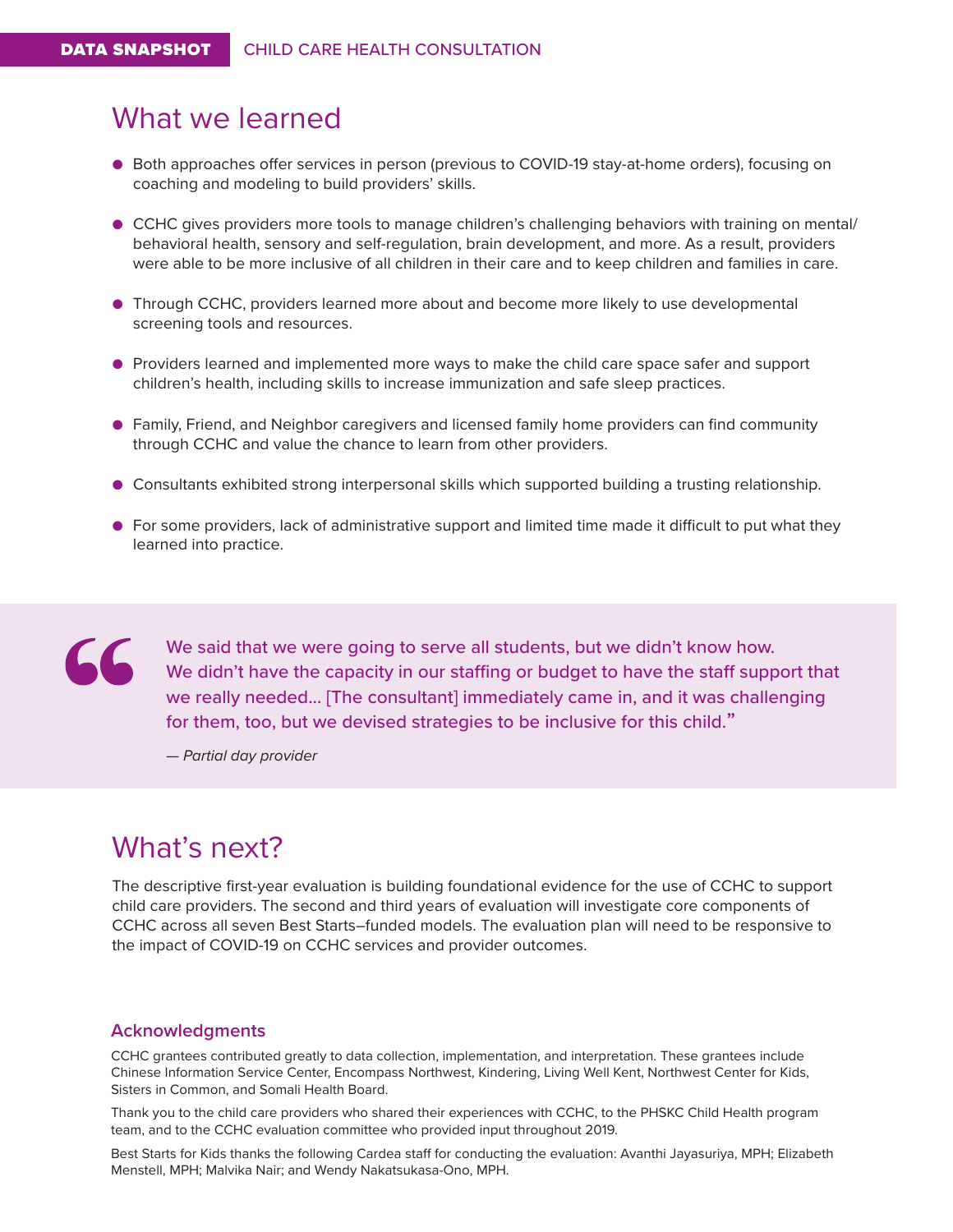# What we learned

- Both approaches offer services in person (previous to COVID-19 stay-at-home orders), focusing on coaching and modeling to build providers' skills.
- CCHC gives providers more tools to manage children's challenging behaviors with training on mental/behavioral health, sensory and self-regulation, brain development, and more. As a result, providers were able to be more inclusive of all children in their care and to keep children and families in care.
- Through CCHC, providers learned more about and become more likely to use developmental screening tools and resources.
- Providers learned and implemented more ways to make the child care space safer and support children's health, including skills to increase immunization and safe sleep practices.
- Family, Friend, and Neighbor caregivers and licensed family home providers can find community through CCHC and value the chance to learn from other providers.
- Consultants exhibited strong interpersonal skills which supported building a trusting relationship.
- For some providers, lack of administrative support and limited time made it difficult to put what they learned into practice.

> "We said that we were going to serve all students, but we didn't know how. We didn't have the capacity in our staffing or budget to have the staff support that we really needed… [The consultant] immediately came in, and it was challenging for them, too, but we devised strategies to be inclusive for this child."
>
> *— Partial day provider*

# What's next?

The descriptive first-year evaluation is building foundational evidence for the use of CCHC to support child care providers. The second and third years of evaluation will investigate core components of CCHC across all seven Best Starts–funded models. The evaluation plan will need to be responsive to the impact of COVID-19 on CCHC services and provider outcomes.

### Acknowledgments

CCHC grantees contributed greatly to data collection, implementation, and interpretation. These grantees include Chinese Information Service Center, Encompass Northwest, Kindering, Living Well Kent, Northwest Center for Kids, Sisters in Common, and Somali Health Board.

Thank you to the child care providers who shared their experiences with CCHC, to the PHSKC Child Health program team, and to the CCHC evaluation committee who provided input throughout 2019.

Best Starts for Kids thanks the following Cardea staff for conducting the evaluation: Avanthi Jayasuriya, MPH; Elizabeth Menstell, MPH; Malvika Nair; and Wendy Nakatsukasa-Ono, MPH.